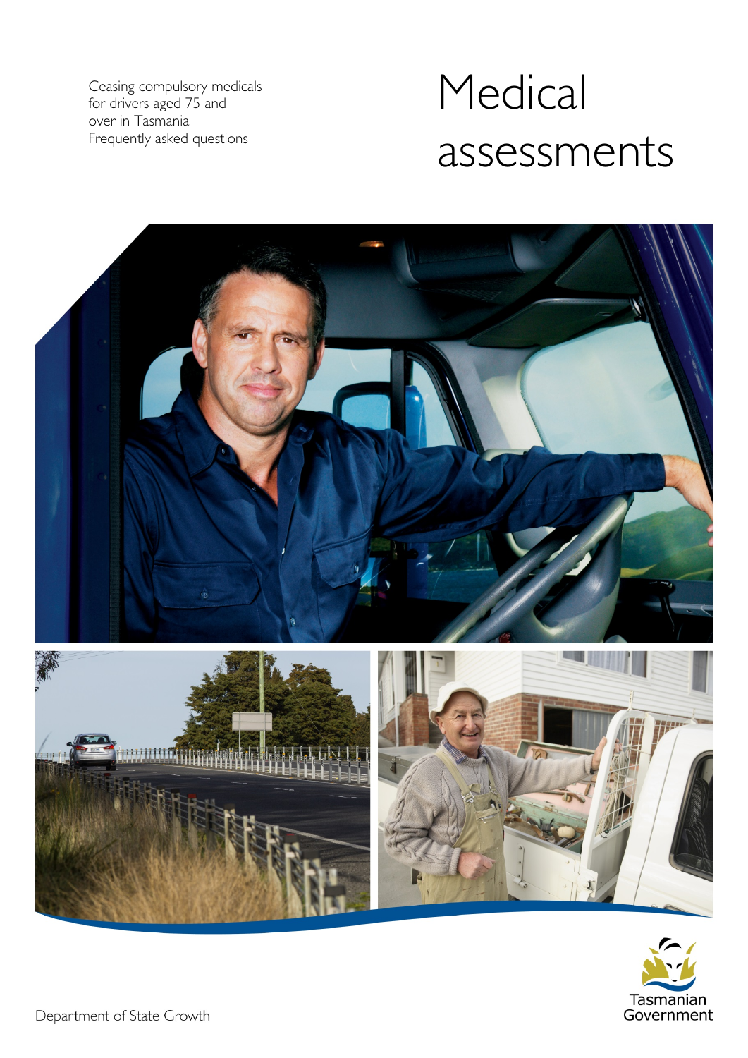# Medical assessments

Ceasing compulsory medicals for drivers aged 75 and over in Tasmania
Frequently asked questions

Department of State Growth

Tasmanian Government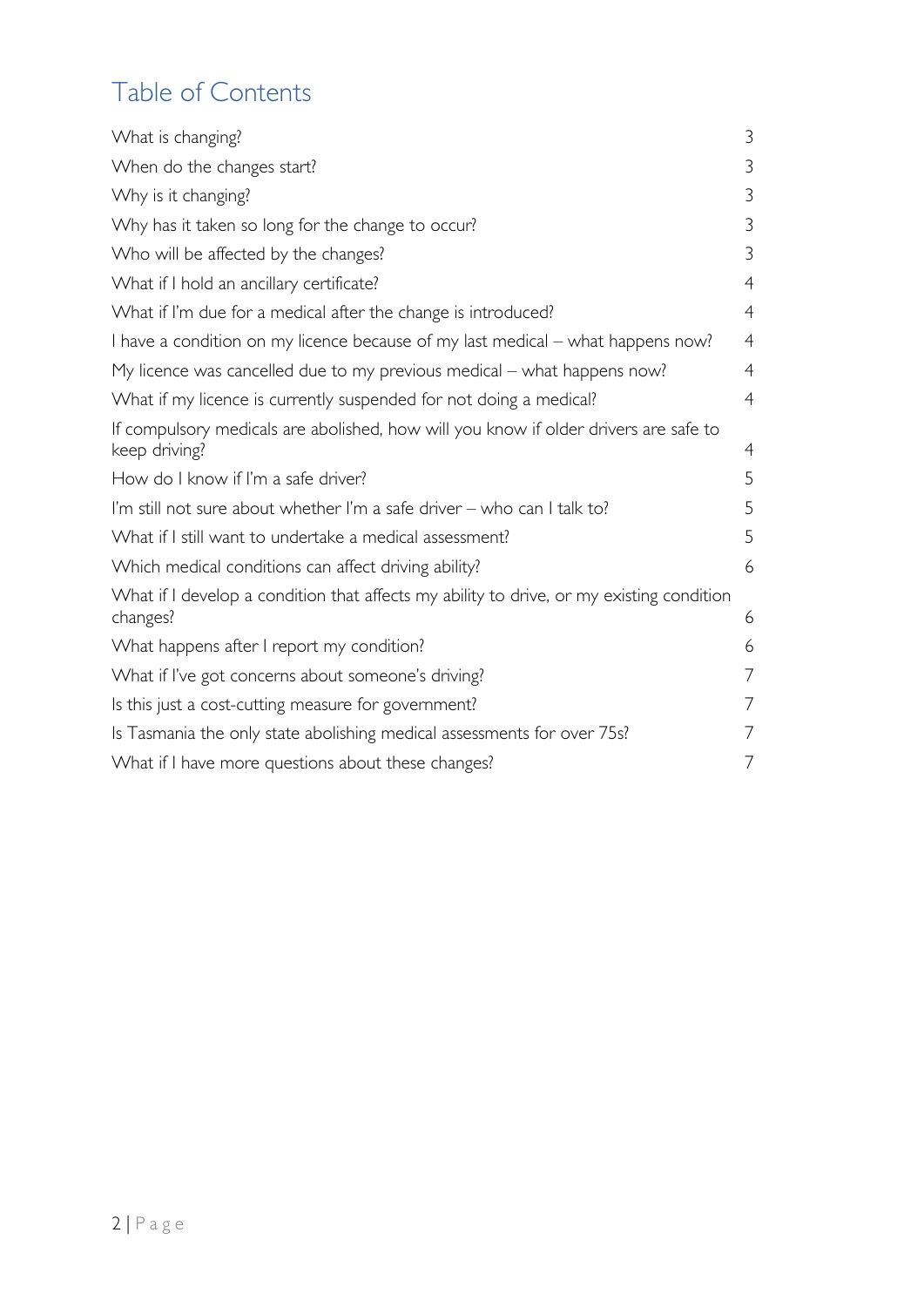## Table of Contents

| | |
|---|---|
| What is changing? | 3 |
| When do the changes start? | 3 |
| Why is it changing? | 3 |
| Why has it taken so long for the change to occur? | 3 |
| Who will be affected by the changes? | 3 |
| What if I hold an ancillary certificate? | 4 |
| What if I'm due for a medical after the change is introduced? | 4 |
| I have a condition on my licence because of my last medical – what happens now? | 4 |
| My licence was cancelled due to my previous medical – what happens now? | 4 |
| What if my licence is currently suspended for not doing a medical? | 4 |
| If compulsory medicals are abolished, how will you know if older drivers are safe to keep driving? | 4 |
| How do I know if I'm a safe driver? | 5 |
| I'm still not sure about whether I'm a safe driver – who can I talk to? | 5 |
| What if I still want to undertake a medical assessment? | 5 |
| Which medical conditions can affect driving ability? | 6 |
| What if I develop a condition that affects my ability to drive, or my existing condition changes? | 6 |
| What happens after I report my condition? | 6 |
| What if I've got concerns about someone's driving? | 7 |
| Is this just a cost-cutting measure for government? | 7 |
| Is Tasmania the only state abolishing medical assessments for over 75s? | 7 |
| What if I have more questions about these changes? | 7 |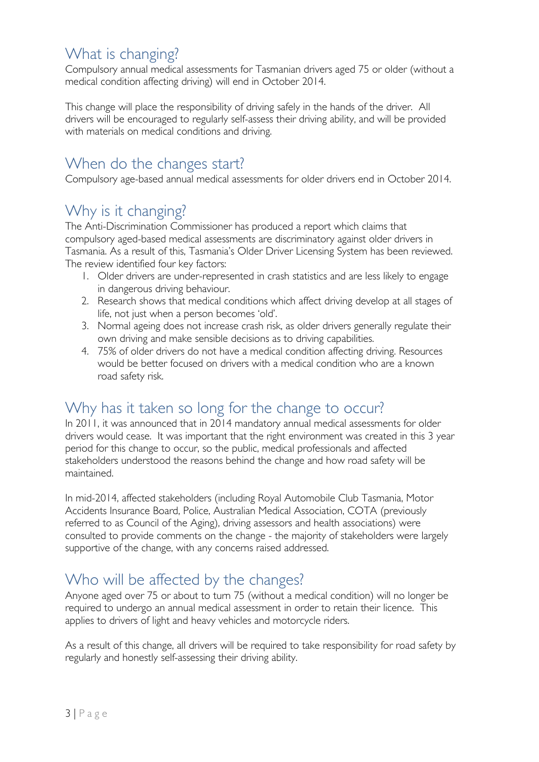## What is changing?

Compulsory annual medical assessments for Tasmanian drivers aged 75 or older (without a medical condition affecting driving) will end in October 2014.

This change will place the responsibility of driving safely in the hands of the driver. All drivers will be encouraged to regularly self-assess their driving ability, and will be provided with materials on medical conditions and driving.

## When do the changes start?

Compulsory age-based annual medical assessments for older drivers end in October 2014.

## Why is it changing?

The Anti-Discrimination Commissioner has produced a report which claims that compulsory aged-based medical assessments are discriminatory against older drivers in Tasmania. As a result of this, Tasmania's Older Driver Licensing System has been reviewed. The review identified four key factors:

1. Older drivers are under-represented in crash statistics and are less likely to engage in dangerous driving behaviour.
2. Research shows that medical conditions which affect driving develop at all stages of life, not just when a person becomes 'old'.
3. Normal ageing does not increase crash risk, as older drivers generally regulate their own driving and make sensible decisions as to driving capabilities.
4. 75% of older drivers do not have a medical condition affecting driving. Resources would be better focused on drivers with a medical condition who are a known road safety risk.

## Why has it taken so long for the change to occur?

In 2011, it was announced that in 2014 mandatory annual medical assessments for older drivers would cease. It was important that the right environment was created in this 3 year period for this change to occur, so the public, medical professionals and affected stakeholders understood the reasons behind the change and how road safety will be maintained.

In mid-2014, affected stakeholders (including Royal Automobile Club Tasmania, Motor Accidents Insurance Board, Police, Australian Medical Association, COTA (previously referred to as Council of the Aging), driving assessors and health associations) were consulted to provide comments on the change - the majority of stakeholders were largely supportive of the change, with any concerns raised addressed.

## Who will be affected by the changes?

Anyone aged over 75 or about to turn 75 (without a medical condition) will no longer be required to undergo an annual medical assessment in order to retain their licence. This applies to drivers of light and heavy vehicles and motorcycle riders.

As a result of this change, all drivers will be required to take responsibility for road safety by regularly and honestly self-assessing their driving ability.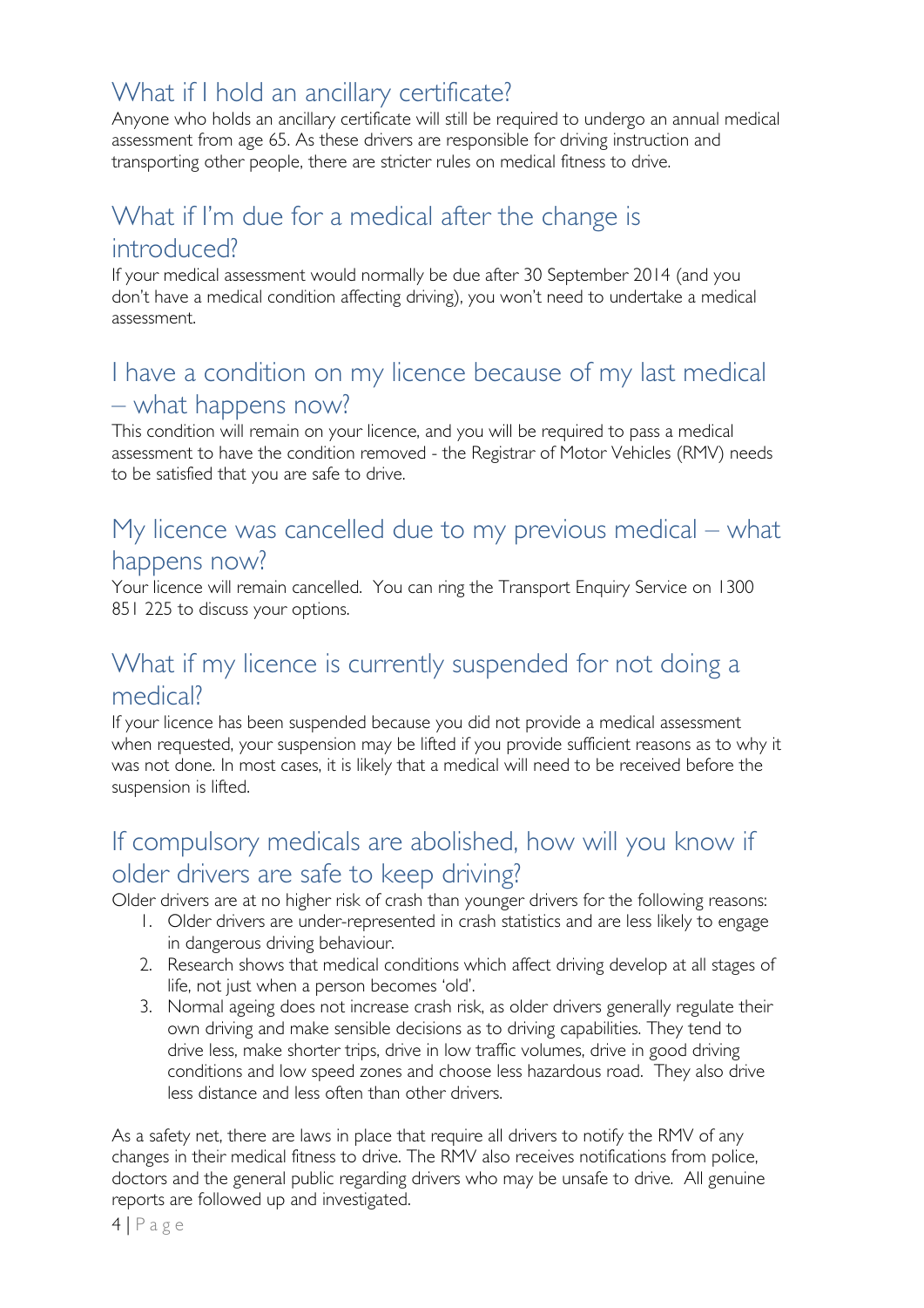## What if I hold an ancillary certificate?

Anyone who holds an ancillary certificate will still be required to undergo an annual medical assessment from age 65. As these drivers are responsible for driving instruction and transporting other people, there are stricter rules on medical fitness to drive.

## What if I'm due for a medical after the change is introduced?

If your medical assessment would normally be due after 30 September 2014 (and you don't have a medical condition affecting driving), you won't need to undertake a medical assessment.

## I have a condition on my licence because of my last medical – what happens now?

This condition will remain on your licence, and you will be required to pass a medical assessment to have the condition removed - the Registrar of Motor Vehicles (RMV) needs to be satisfied that you are safe to drive.

## My licence was cancelled due to my previous medical – what happens now?

Your licence will remain cancelled. You can ring the Transport Enquiry Service on 1300 851 225 to discuss your options.

## What if my licence is currently suspended for not doing a medical?

If your licence has been suspended because you did not provide a medical assessment when requested, your suspension may be lifted if you provide sufficient reasons as to why it was not done. In most cases, it is likely that a medical will need to be received before the suspension is lifted.

## If compulsory medicals are abolished, how will you know if older drivers are safe to keep driving?

Older drivers are at no higher risk of crash than younger drivers for the following reasons:

1. Older drivers are under-represented in crash statistics and are less likely to engage in dangerous driving behaviour.
2. Research shows that medical conditions which affect driving develop at all stages of life, not just when a person becomes 'old'.
3. Normal ageing does not increase crash risk, as older drivers generally regulate their own driving and make sensible decisions as to driving capabilities. They tend to drive less, make shorter trips, drive in low traffic volumes, drive in good driving conditions and low speed zones and choose less hazardous road. They also drive less distance and less often than other drivers.

As a safety net, there are laws in place that require all drivers to notify the RMV of any changes in their medical fitness to drive. The RMV also receives notifications from police, doctors and the general public regarding drivers who may be unsafe to drive. All genuine reports are followed up and investigated.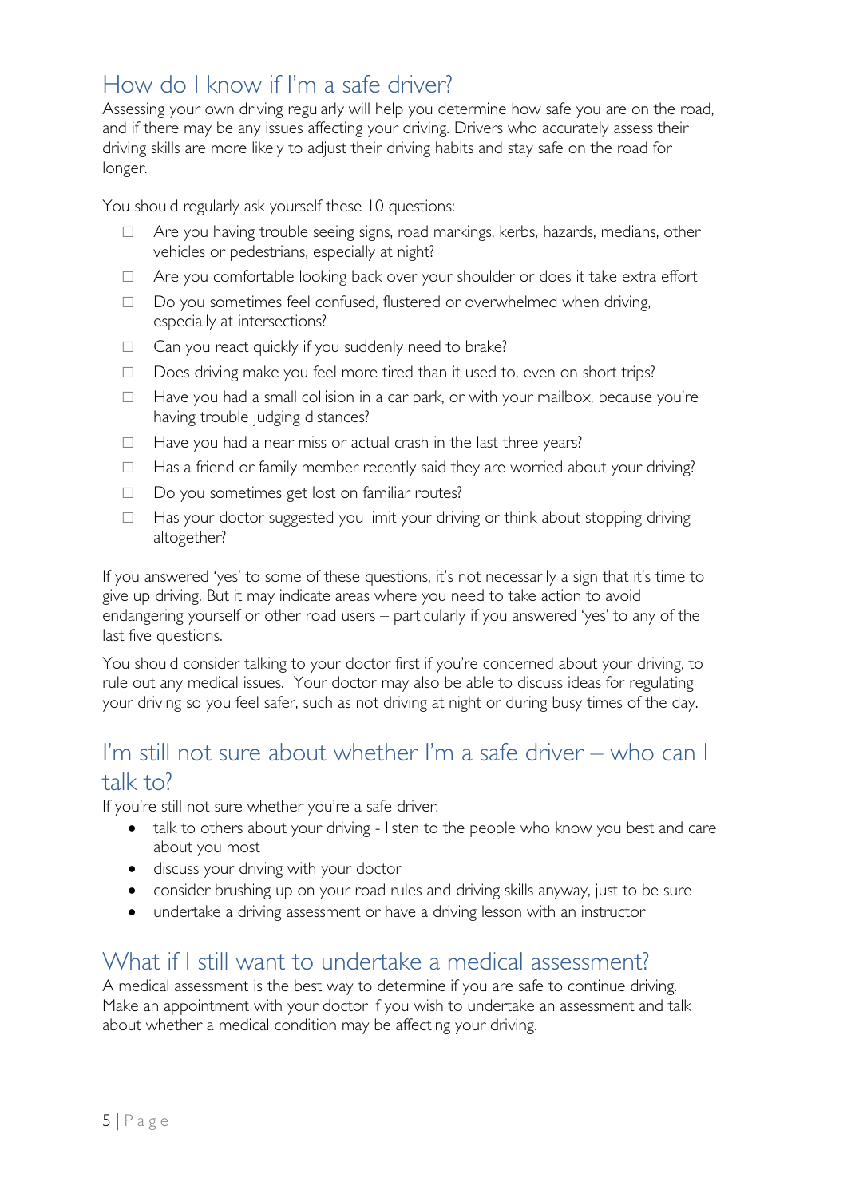## How do I know if I'm a safe driver?

Assessing your own driving regularly will help you determine how safe you are on the road, and if there may be any issues affecting your driving. Drivers who accurately assess their driving skills are more likely to adjust their driving habits and stay safe on the road for longer.

You should regularly ask yourself these 10 questions:

- ☐ Are you having trouble seeing signs, road markings, kerbs, hazards, medians, other vehicles or pedestrians, especially at night?
- ☐ Are you comfortable looking back over your shoulder or does it take extra effort
- ☐ Do you sometimes feel confused, flustered or overwhelmed when driving, especially at intersections?
- ☐ Can you react quickly if you suddenly need to brake?
- ☐ Does driving make you feel more tired than it used to, even on short trips?
- ☐ Have you had a small collision in a car park, or with your mailbox, because you're having trouble judging distances?
- ☐ Have you had a near miss or actual crash in the last three years?
- ☐ Has a friend or family member recently said they are worried about your driving?
- ☐ Do you sometimes get lost on familiar routes?
- ☐ Has your doctor suggested you limit your driving or think about stopping driving altogether?

If you answered 'yes' to some of these questions, it's not necessarily a sign that it's time to give up driving. But it may indicate areas where you need to take action to avoid endangering yourself or other road users – particularly if you answered 'yes' to any of the last five questions.

You should consider talking to your doctor first if you're concerned about your driving, to rule out any medical issues. Your doctor may also be able to discuss ideas for regulating your driving so you feel safer, such as not driving at night or during busy times of the day.

## I'm still not sure about whether I'm a safe driver – who can I talk to?

If you're still not sure whether you're a safe driver:

- talk to others about your driving - listen to the people who know you best and care about you most
- discuss your driving with your doctor
- consider brushing up on your road rules and driving skills anyway, just to be sure
- undertake a driving assessment or have a driving lesson with an instructor

## What if I still want to undertake a medical assessment?

A medical assessment is the best way to determine if you are safe to continue driving. Make an appointment with your doctor if you wish to undertake an assessment and talk about whether a medical condition may be affecting your driving.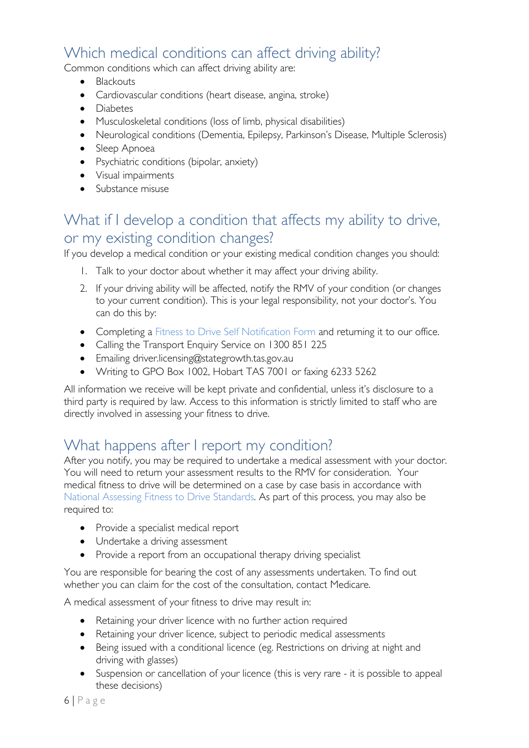## Which medical conditions can affect driving ability?

Common conditions which can affect driving ability are:

- Blackouts
- Cardiovascular conditions (heart disease, angina, stroke)
- Diabetes
- Musculoskeletal conditions (loss of limb, physical disabilities)
- Neurological conditions (Dementia, Epilepsy, Parkinson's Disease, Multiple Sclerosis)
- Sleep Apnoea
- Psychiatric conditions (bipolar, anxiety)
- Visual impairments
- Substance misuse

## What if I develop a condition that affects my ability to drive, or my existing condition changes?

If you develop a medical condition or your existing medical condition changes you should:

1. Talk to your doctor about whether it may affect your driving ability.
2. If your driving ability will be affected, notify the RMV of your condition (or changes to your current condition). This is your legal responsibility, not your doctor's. You can do this by:

- Completing a Fitness to Drive Self Notification Form and returning it to our office.
- Calling the Transport Enquiry Service on 1300 851 225
- Emailing driver.licensing@stategrowth.tas.gov.au
- Writing to GPO Box 1002, Hobart TAS 7001 or faxing 6233 5262

All information we receive will be kept private and confidential, unless it's disclosure to a third party is required by law. Access to this information is strictly limited to staff who are directly involved in assessing your fitness to drive.

## What happens after I report my condition?

After you notify, you may be required to undertake a medical assessment with your doctor. You will need to return your assessment results to the RMV for consideration. Your medical fitness to drive will be determined on a case by case basis in accordance with National Assessing Fitness to Drive Standards. As part of this process, you may also be required to:

- Provide a specialist medical report
- Undertake a driving assessment
- Provide a report from an occupational therapy driving specialist

You are responsible for bearing the cost of any assessments undertaken. To find out whether you can claim for the cost of the consultation, contact Medicare.

A medical assessment of your fitness to drive may result in:

- Retaining your driver licence with no further action required
- Retaining your driver licence, subject to periodic medical assessments
- Being issued with a conditional licence (eg. Restrictions on driving at night and driving with glasses)
- Suspension or cancellation of your licence (this is very rare - it is possible to appeal these decisions)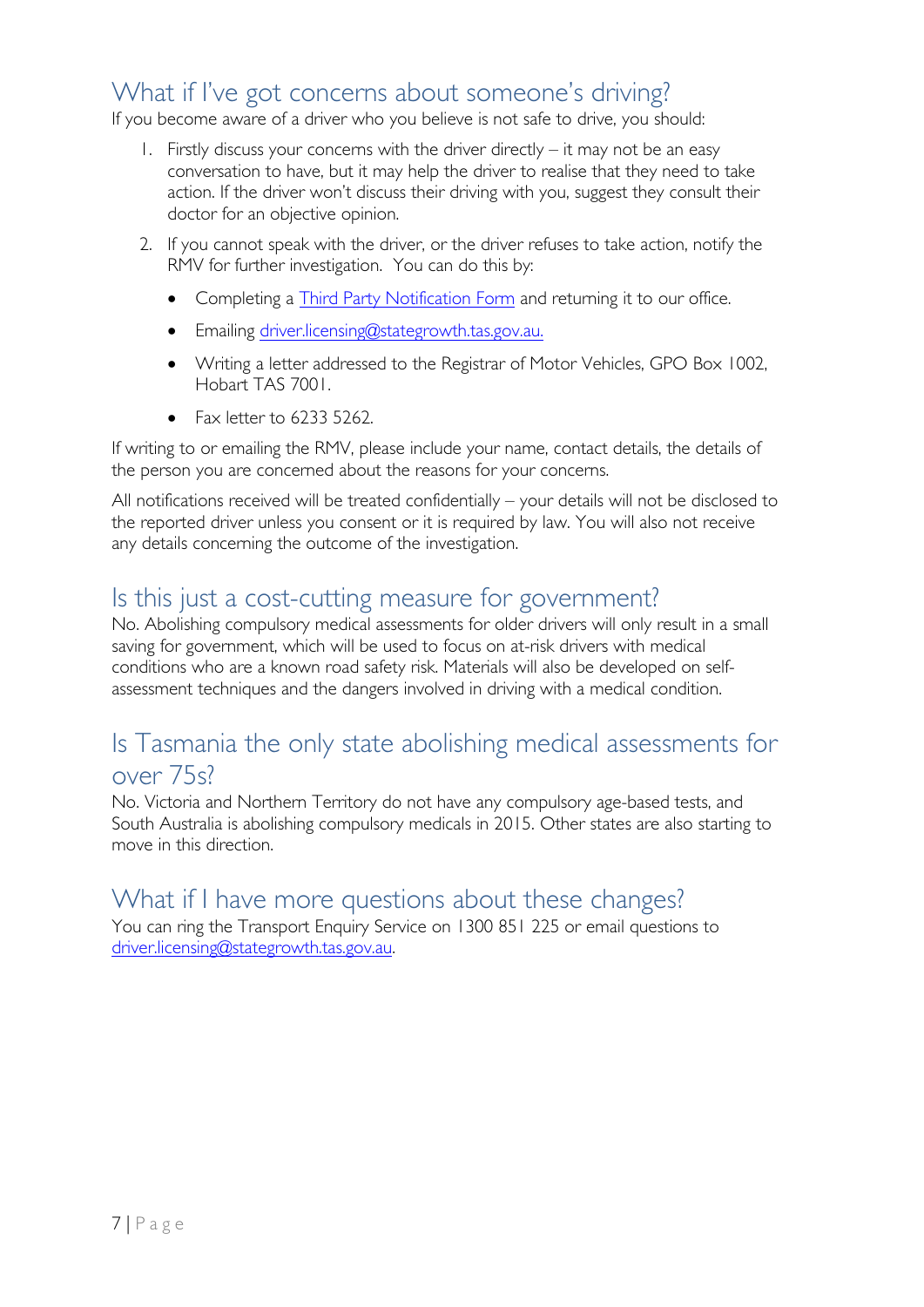## What if I've got concerns about someone's driving?

If you become aware of a driver who you believe is not safe to drive, you should:

1. Firstly discuss your concerns with the driver directly – it may not be an easy conversation to have, but it may help the driver to realise that they need to take action. If the driver won't discuss their driving with you, suggest they consult their doctor for an objective opinion.
2. If you cannot speak with the driver, or the driver refuses to take action, notify the RMV for further investigation. You can do this by:
   - Completing a Third Party Notification Form and returning it to our office.
   - Emailing driver.licensing@stategrowth.tas.gov.au.
   - Writing a letter addressed to the Registrar of Motor Vehicles, GPO Box 1002, Hobart TAS 7001.
   - Fax letter to 6233 5262.

If writing to or emailing the RMV, please include your name, contact details, the details of the person you are concerned about the reasons for your concerns.

All notifications received will be treated confidentially – your details will not be disclosed to the reported driver unless you consent or it is required by law. You will also not receive any details concerning the outcome of the investigation.

## Is this just a cost-cutting measure for government?

No. Abolishing compulsory medical assessments for older drivers will only result in a small saving for government, which will be used to focus on at-risk drivers with medical conditions who are a known road safety risk. Materials will also be developed on self-assessment techniques and the dangers involved in driving with a medical condition.

## Is Tasmania the only state abolishing medical assessments for over 75s?

No. Victoria and Northern Territory do not have any compulsory age-based tests, and South Australia is abolishing compulsory medicals in 2015. Other states are also starting to move in this direction.

## What if I have more questions about these changes?

You can ring the Transport Enquiry Service on 1300 851 225 or email questions to driver.licensing@stategrowth.tas.gov.au.